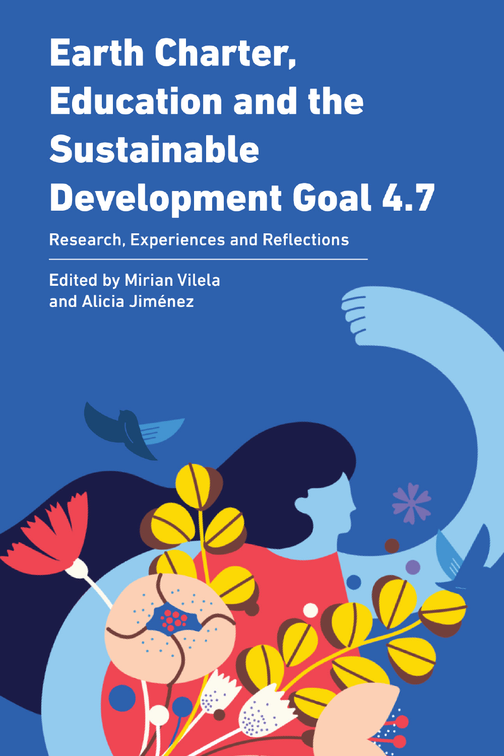# Earth Charter, Education and the Sustainable Development Goal 4.7

## Research, Experiences and Reflections

Edited by Mirian Vilela and Alicia Jiménez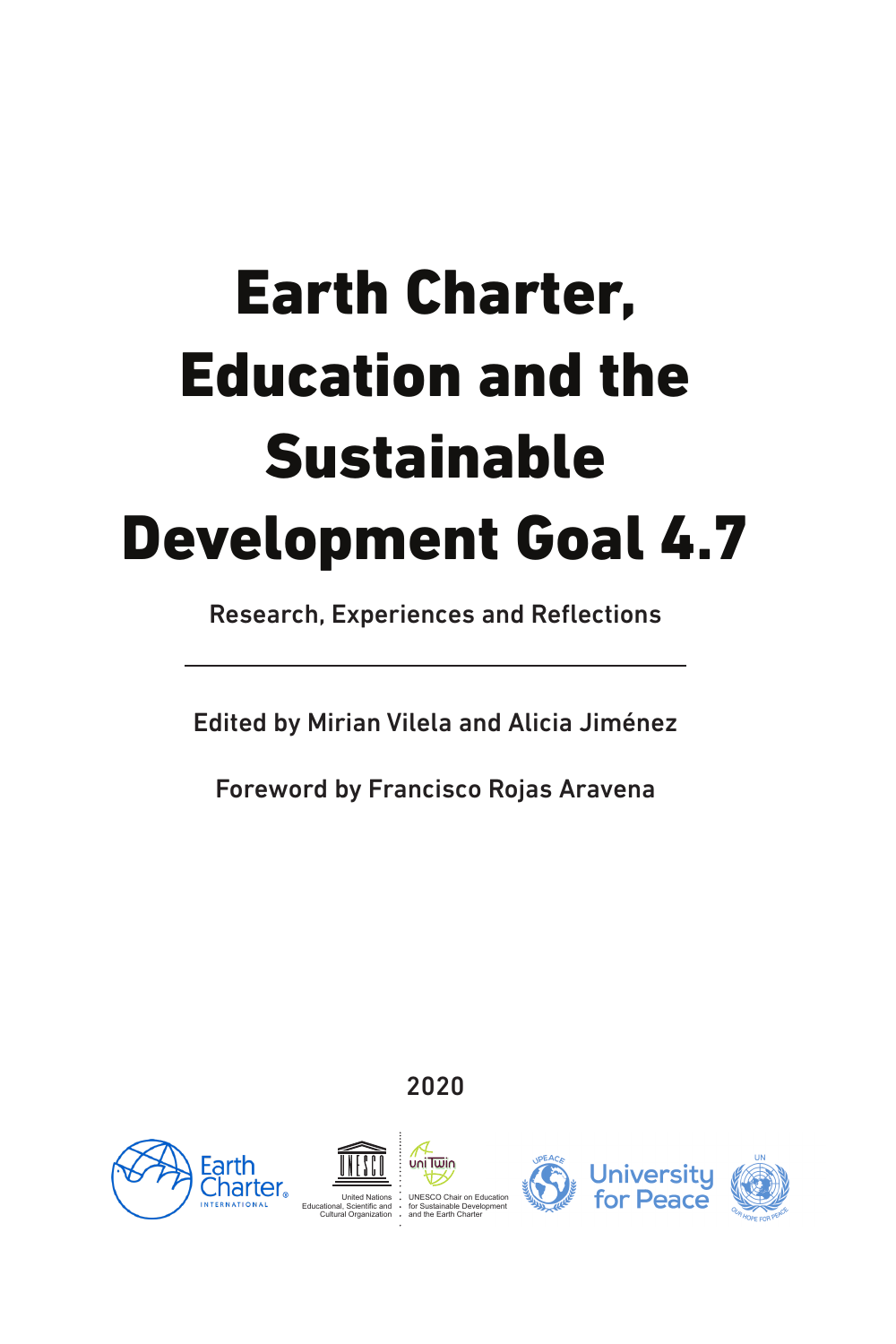# Earth Charter, Education and the Sustainable Development Goal 4.7

Research, Experiences and Reflections

---

Edited by Mirian Vilela and Alicia Jiménez

Foreword by Francisco Rojas Aravena

2020

Earth Charter International

United Nations Educational, Scientific and Cultural Organization

UNESCO Chair on Education for Sustainable Development and the Earth Charter

University for Peace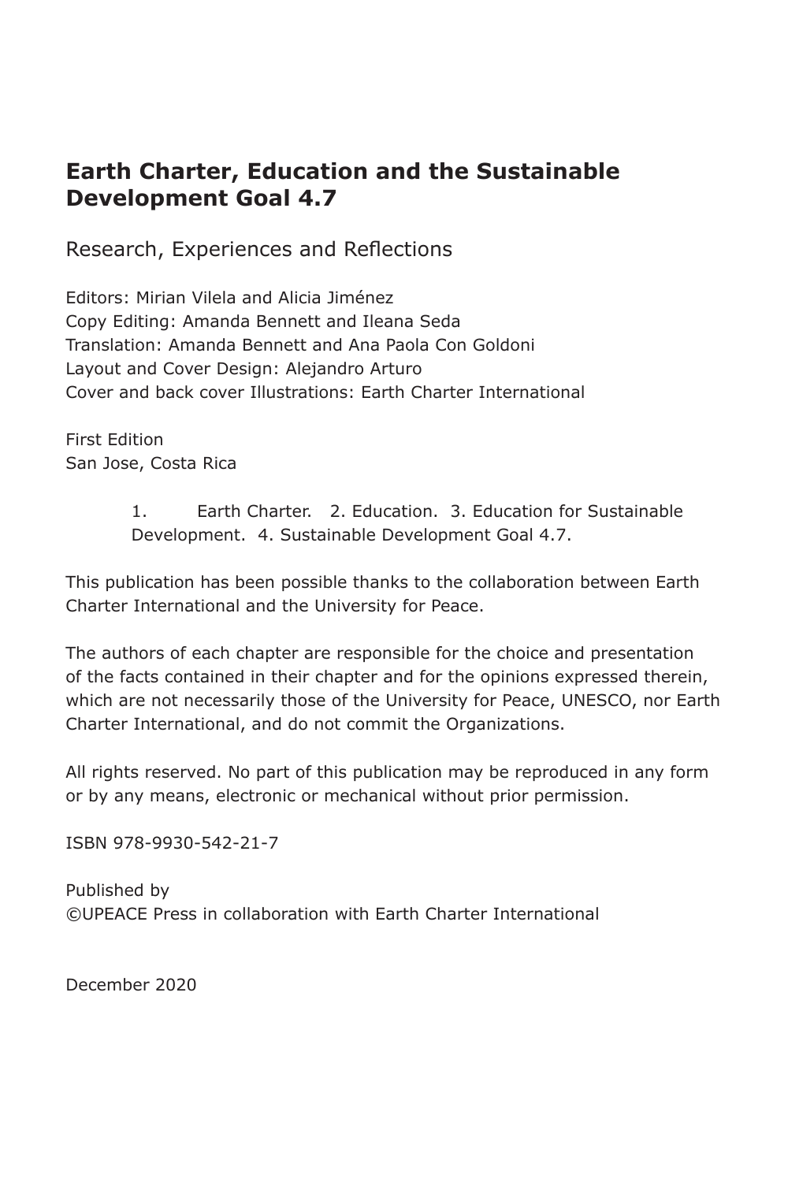# Earth Charter, Education and the Sustainable Development Goal 4.7

Research, Experiences and Reflections

Editors: Mirian Vilela and Alicia Jiménez
Copy Editing: Amanda Bennett and Ileana Seda
Translation: Amanda Bennett and Ana Paola Con Goldoni
Layout and Cover Design: Alejandro Arturo
Cover and back cover Illustrations: Earth Charter International

First Edition
San Jose, Costa Rica

1. Earth Charter. 2. Education. 3. Education for Sustainable Development. 4. Sustainable Development Goal 4.7.

This publication has been possible thanks to the collaboration between Earth Charter International and the University for Peace.

The authors of each chapter are responsible for the choice and presentation of the facts contained in their chapter and for the opinions expressed therein, which are not necessarily those of the University for Peace, UNESCO, nor Earth Charter International, and do not commit the Organizations.

All rights reserved. No part of this publication may be reproduced in any form or by any means, electronic or mechanical without prior permission.

ISBN 978-9930-542-21-7

Published by
©UPEACE Press in collaboration with Earth Charter International

December 2020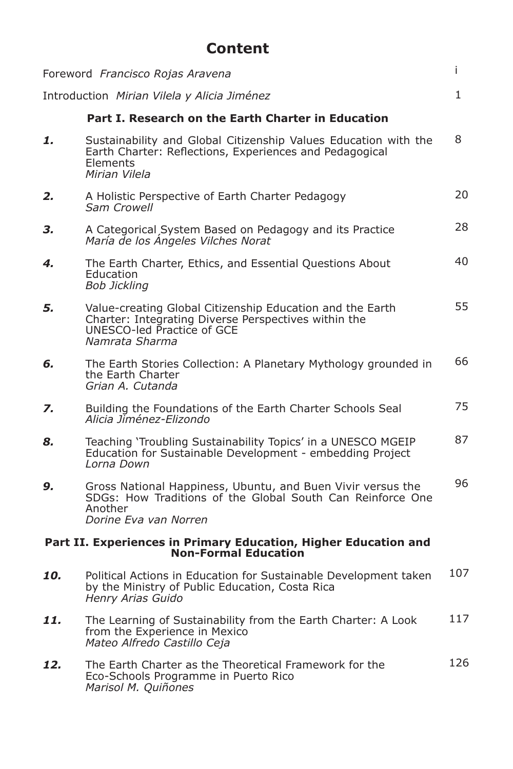# Content

| | | |
|---|---|---|
| Foreword *Francisco Rojas Aravena* | | i |
| Introduction *Mirian Vilela y Alicia Jiménez* | | 1 |
| | **Part I. Research on the Earth Charter in Education** | |
| ***1.*** | Sustainability and Global Citizenship Values Education with the Earth Charter: Reflections, Experiences and Pedagogical Elements *Mirian Vilela* | 8 |
| ***2.*** | A Holistic Perspective of Earth Charter Pedagogy *Sam Crowell* | 20 |
| ***3.*** | A Categorical System Based on Pedagogy and its Practice *María de los Ángeles Vilches Norat* | 28 |
| ***4.*** | The Earth Charter, Ethics, and Essential Questions About Education *Bob Jickling* | 40 |
| ***5.*** | Value-creating Global Citizenship Education and the Earth Charter: Integrating Diverse Perspectives within the UNESCO-led Practice of GCE *Namrata Sharma* | 55 |
| ***6.*** | The Earth Stories Collection: A Planetary Mythology grounded in the Earth Charter *Grian A. Cutanda* | 66 |
| ***7.*** | Building the Foundations of the Earth Charter Schools Seal *Alicia Jiménez-Elizondo* | 75 |
| ***8.*** | Teaching 'Troubling Sustainability Topics' in a UNESCO MGEIP Education for Sustainable Development - embedding Project *Lorna Down* | 87 |
| ***9.*** | Gross National Happiness, Ubuntu, and Buen Vivir versus the SDGs: How Traditions of the Global South Can Reinforce One Another *Dorine Eva van Norren* | 96 |
| | **Part II. Experiences in Primary Education, Higher Education and Non-Formal Education** | |
| ***10.*** | Political Actions in Education for Sustainable Development taken by the Ministry of Public Education, Costa Rica *Henry Arias Guido* | 107 |
| ***11.*** | The Learning of Sustainability from the Earth Charter: A Look from the Experience in Mexico *Mateo Alfredo Castillo Ceja* | 117 |
| ***12.*** | The Earth Charter as the Theoretical Framework for the Eco-Schools Programme in Puerto Rico *Marisol M. Quiñones* | 126 |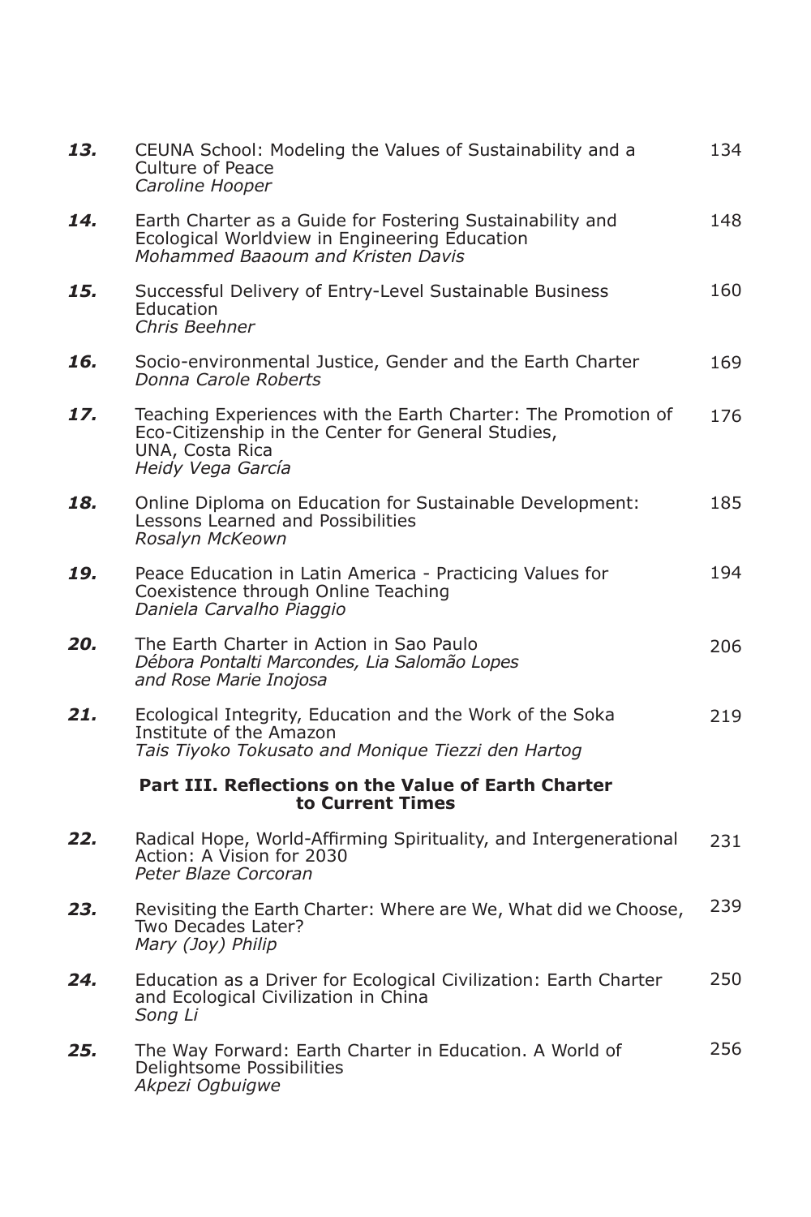| | | |
|---|---|---|
| ***13.*** | CEUNA School: Modeling the Values of Sustainability and a Culture of Peace<br>*Caroline Hooper* | 134 |
| ***14.*** | Earth Charter as a Guide for Fostering Sustainability and Ecological Worldview in Engineering Education<br>*Mohammed Baaoum and Kristen Davis* | 148 |
| ***15.*** | Successful Delivery of Entry-Level Sustainable Business Education<br>*Chris Beehner* | 160 |
| ***16.*** | Socio-environmental Justice, Gender and the Earth Charter<br>*Donna Carole Roberts* | 169 |
| ***17.*** | Teaching Experiences with the Earth Charter: The Promotion of Eco-Citizenship in the Center for General Studies, UNA, Costa Rica<br>*Heidy Vega García* | 176 |
| ***18.*** | Online Diploma on Education for Sustainable Development: Lessons Learned and Possibilities<br>*Rosalyn McKeown* | 185 |
| ***19.*** | Peace Education in Latin America - Practicing Values for Coexistence through Online Teaching<br>*Daniela Carvalho Piaggio* | 194 |
| ***20.*** | The Earth Charter in Action in Sao Paulo<br>*Débora Pontalti Marcondes, Lia Salomão Lopes and Rose Marie Inojosa* | 206 |
| ***21.*** | Ecological Integrity, Education and the Work of the Soka Institute of the Amazon<br>*Tais Tiyoko Tokusato and Monique Tiezzi den Hartog* | 219 |
| | **Part III. Reflections on the Value of Earth Charter to Current Times** | |
| ***22.*** | Radical Hope, World-Affirming Spirituality, and Intergenerational Action: A Vision for 2030<br>*Peter Blaze Corcoran* | 231 |
| ***23.*** | Revisiting the Earth Charter: Where are We, What did we Choose, Two Decades Later?<br>*Mary (Joy) Philip* | 239 |
| ***24.*** | Education as a Driver for Ecological Civilization: Earth Charter and Ecological Civilization in China<br>*Song Li* | 250 |
| ***25.*** | The Way Forward: Earth Charter in Education. A World of Delightsome Possibilities<br>*Akpezi Ogbuigwe* | 256 |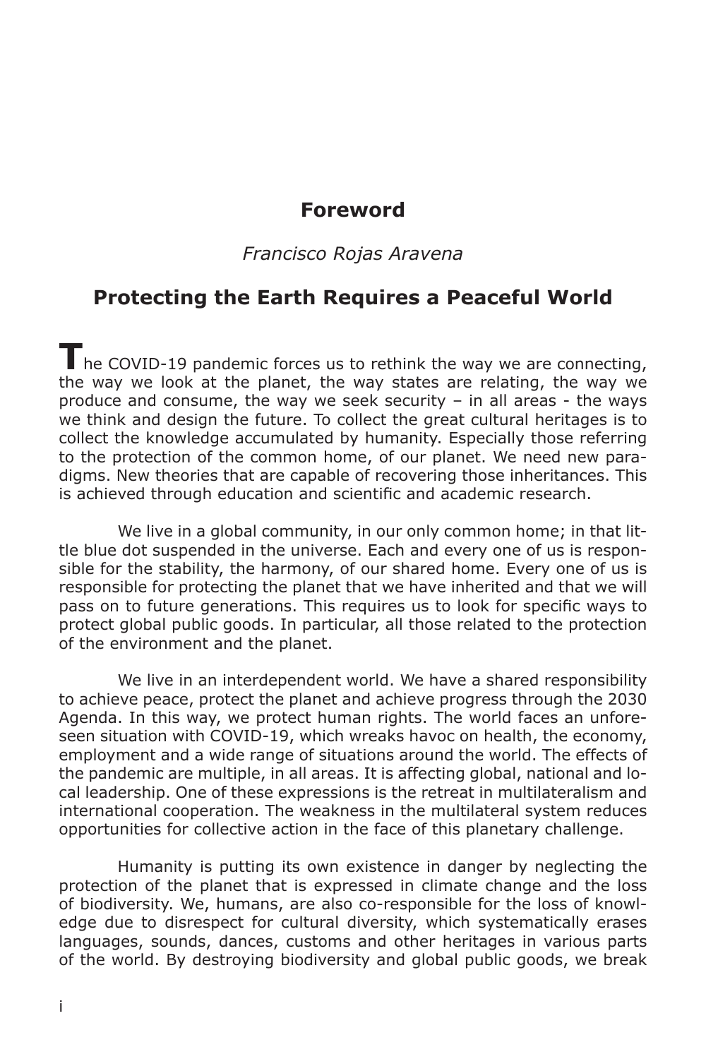## Foreword

*Francisco Rojas Aravena*

## Protecting the Earth Requires a Peaceful World

The COVID-19 pandemic forces us to rethink the way we are connecting, the way we look at the planet, the way states are relating, the way we produce and consume, the way we seek security – in all areas - the ways we think and design the future. To collect the great cultural heritages is to collect the knowledge accumulated by humanity. Especially those referring to the protection of the common home, of our planet. We need new paradigms. New theories that are capable of recovering those inheritances. This is achieved through education and scientific and academic research.

We live in a global community, in our only common home; in that little blue dot suspended in the universe. Each and every one of us is responsible for the stability, the harmony, of our shared home. Every one of us is responsible for protecting the planet that we have inherited and that we will pass on to future generations. This requires us to look for specific ways to protect global public goods. In particular, all those related to the protection of the environment and the planet.

We live in an interdependent world. We have a shared responsibility to achieve peace, protect the planet and achieve progress through the 2030 Agenda. In this way, we protect human rights. The world faces an unforeseen situation with COVID-19, which wreaks havoc on health, the economy, employment and a wide range of situations around the world. The effects of the pandemic are multiple, in all areas. It is affecting global, national and local leadership. One of these expressions is the retreat in multilateralism and international cooperation. The weakness in the multilateral system reduces opportunities for collective action in the face of this planetary challenge.

Humanity is putting its own existence in danger by neglecting the protection of the planet that is expressed in climate change and the loss of biodiversity. We, humans, are also co-responsible for the loss of knowledge due to disrespect for cultural diversity, which systematically erases languages, sounds, dances, customs and other heritages in various parts of the world. By destroying biodiversity and global public goods, we break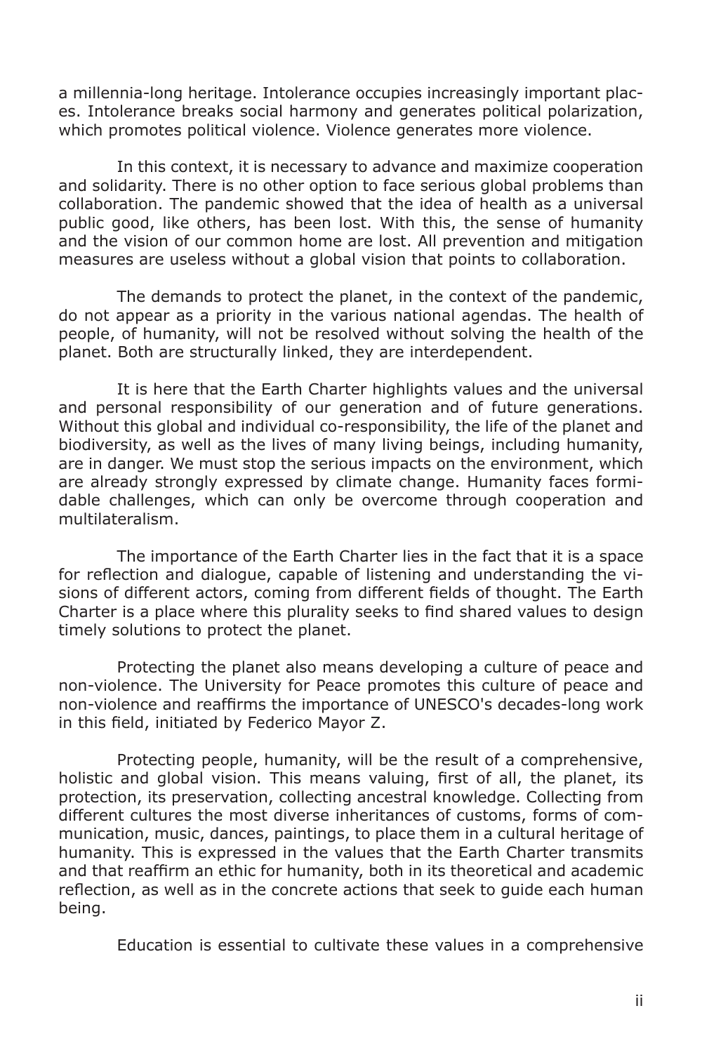a millennia-long heritage. Intolerance occupies increasingly important places. Intolerance breaks social harmony and generates political polarization, which promotes political violence. Violence generates more violence.

In this context, it is necessary to advance and maximize cooperation and solidarity. There is no other option to face serious global problems than collaboration. The pandemic showed that the idea of health as a universal public good, like others, has been lost. With this, the sense of humanity and the vision of our common home are lost. All prevention and mitigation measures are useless without a global vision that points to collaboration.

The demands to protect the planet, in the context of the pandemic, do not appear as a priority in the various national agendas. The health of people, of humanity, will not be resolved without solving the health of the planet. Both are structurally linked, they are interdependent.

It is here that the Earth Charter highlights values and the universal and personal responsibility of our generation and of future generations. Without this global and individual co-responsibility, the life of the planet and biodiversity, as well as the lives of many living beings, including humanity, are in danger. We must stop the serious impacts on the environment, which are already strongly expressed by climate change. Humanity faces formidable challenges, which can only be overcome through cooperation and multilateralism.

The importance of the Earth Charter lies in the fact that it is a space for reflection and dialogue, capable of listening and understanding the visions of different actors, coming from different fields of thought. The Earth Charter is a place where this plurality seeks to find shared values to design timely solutions to protect the planet.

Protecting the planet also means developing a culture of peace and non-violence. The University for Peace promotes this culture of peace and non-violence and reaffirms the importance of UNESCO's decades-long work in this field, initiated by Federico Mayor Z.

Protecting people, humanity, will be the result of a comprehensive, holistic and global vision. This means valuing, first of all, the planet, its protection, its preservation, collecting ancestral knowledge. Collecting from different cultures the most diverse inheritances of customs, forms of communication, music, dances, paintings, to place them in a cultural heritage of humanity. This is expressed in the values that the Earth Charter transmits and that reaffirm an ethic for humanity, both in its theoretical and academic reflection, as well as in the concrete actions that seek to guide each human being.

Education is essential to cultivate these values in a comprehensive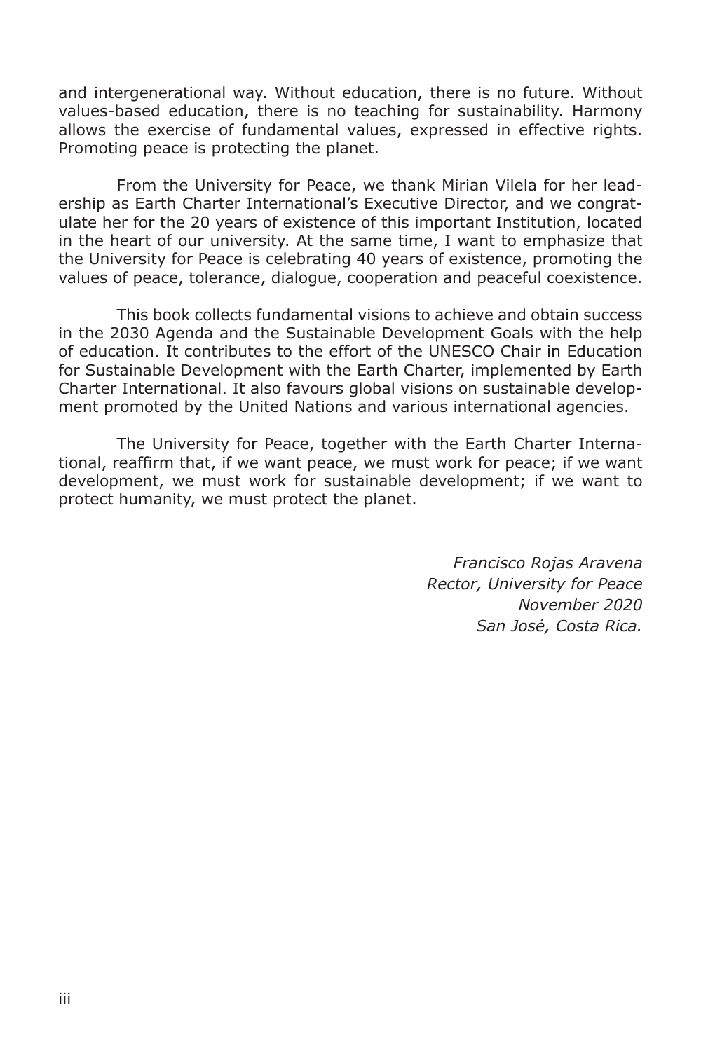and intergenerational way. Without education, there is no future. Without values-based education, there is no teaching for sustainability. Harmony allows the exercise of fundamental values, expressed in effective rights. Promoting peace is protecting the planet.

From the University for Peace, we thank Mirian Vilela for her leadership as Earth Charter International's Executive Director, and we congratulate her for the 20 years of existence of this important Institution, located in the heart of our university. At the same time, I want to emphasize that the University for Peace is celebrating 40 years of existence, promoting the values of peace, tolerance, dialogue, cooperation and peaceful coexistence.

This book collects fundamental visions to achieve and obtain success in the 2030 Agenda and the Sustainable Development Goals with the help of education. It contributes to the effort of the UNESCO Chair in Education for Sustainable Development with the Earth Charter, implemented by Earth Charter International. It also favours global visions on sustainable development promoted by the United Nations and various international agencies.

The University for Peace, together with the Earth Charter International, reaffirm that, if we want peace, we must work for peace; if we want development, we must work for sustainable development; if we want to protect humanity, we must protect the planet.

*Francisco Rojas Aravena*
*Rector, University for Peace*
*November 2020*
*San José, Costa Rica.*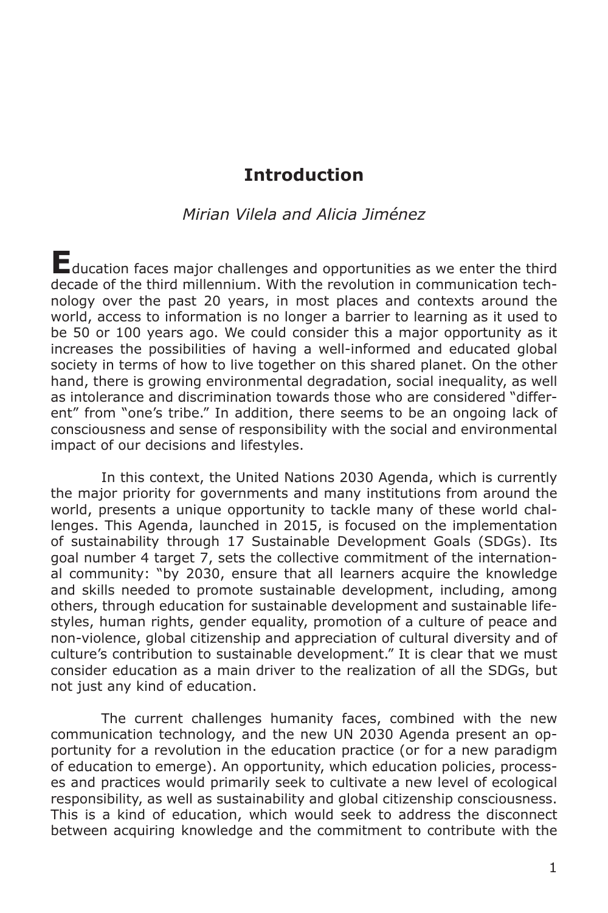# Introduction

*Mirian Vilela and Alicia Jiménez*

Education faces major challenges and opportunities as we enter the third decade of the third millennium. With the revolution in communication technology over the past 20 years, in most places and contexts around the world, access to information is no longer a barrier to learning as it used to be 50 or 100 years ago. We could consider this a major opportunity as it increases the possibilities of having a well-informed and educated global society in terms of how to live together on this shared planet. On the other hand, there is growing environmental degradation, social inequality, as well as intolerance and discrimination towards those who are considered "different" from "one's tribe." In addition, there seems to be an ongoing lack of consciousness and sense of responsibility with the social and environmental impact of our decisions and lifestyles.

In this context, the United Nations 2030 Agenda, which is currently the major priority for governments and many institutions from around the world, presents a unique opportunity to tackle many of these world challenges. This Agenda, launched in 2015, is focused on the implementation of sustainability through 17 Sustainable Development Goals (SDGs). Its goal number 4 target 7, sets the collective commitment of the international community: "by 2030, ensure that all learners acquire the knowledge and skills needed to promote sustainable development, including, among others, through education for sustainable development and sustainable lifestyles, human rights, gender equality, promotion of a culture of peace and non-violence, global citizenship and appreciation of cultural diversity and of culture's contribution to sustainable development." It is clear that we must consider education as a main driver to the realization of all the SDGs, but not just any kind of education.

The current challenges humanity faces, combined with the new communication technology, and the new UN 2030 Agenda present an opportunity for a revolution in the education practice (or for a new paradigm of education to emerge). An opportunity, which education policies, processes and practices would primarily seek to cultivate a new level of ecological responsibility, as well as sustainability and global citizenship consciousness. This is a kind of education, which would seek to address the disconnect between acquiring knowledge and the commitment to contribute with the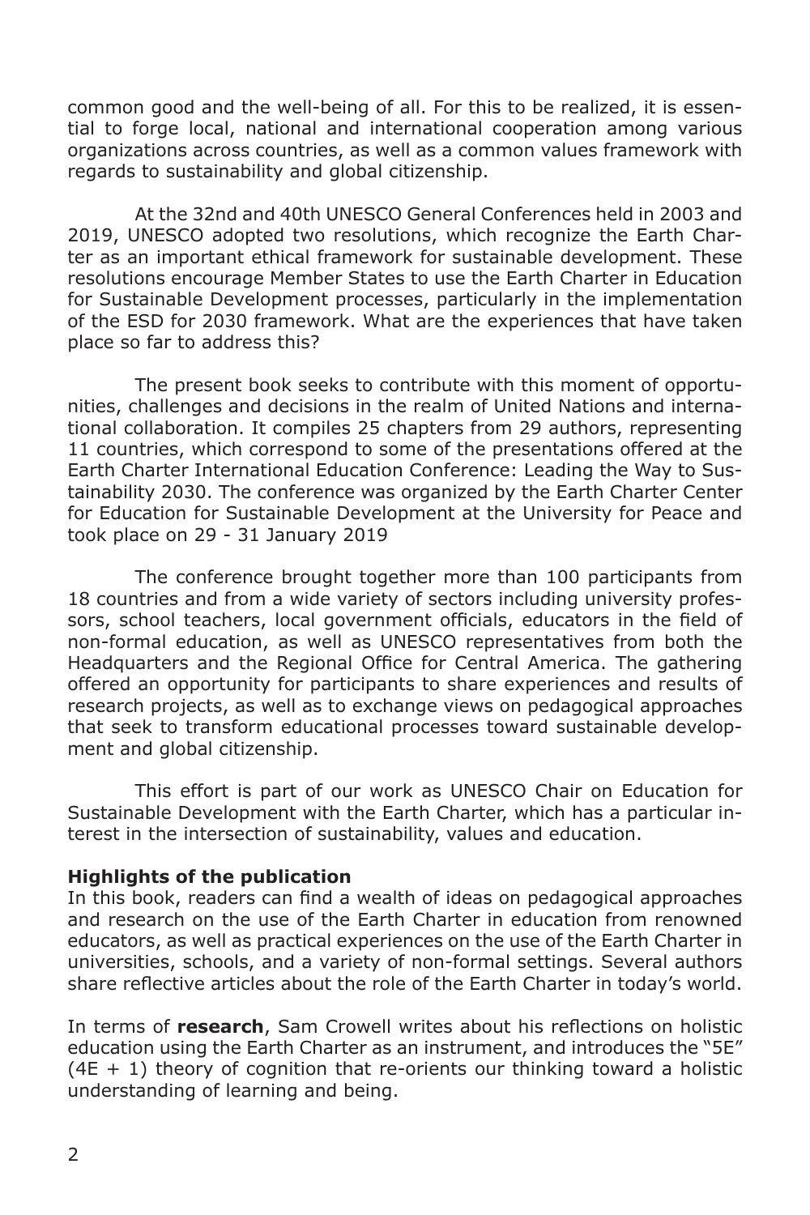common good and the well-being of all. For this to be realized, it is essential to forge local, national and international cooperation among various organizations across countries, as well as a common values framework with regards to sustainability and global citizenship.

At the 32nd and 40th UNESCO General Conferences held in 2003 and 2019, UNESCO adopted two resolutions, which recognize the Earth Charter as an important ethical framework for sustainable development. These resolutions encourage Member States to use the Earth Charter in Education for Sustainable Development processes, particularly in the implementation of the ESD for 2030 framework. What are the experiences that have taken place so far to address this?

The present book seeks to contribute with this moment of opportunities, challenges and decisions in the realm of United Nations and international collaboration. It compiles 25 chapters from 29 authors, representing 11 countries, which correspond to some of the presentations offered at the Earth Charter International Education Conference: Leading the Way to Sustainability 2030. The conference was organized by the Earth Charter Center for Education for Sustainable Development at the University for Peace and took place on 29 - 31 January 2019

The conference brought together more than 100 participants from 18 countries and from a wide variety of sectors including university professors, school teachers, local government officials, educators in the field of non-formal education, as well as UNESCO representatives from both the Headquarters and the Regional Office for Central America. The gathering offered an opportunity for participants to share experiences and results of research projects, as well as to exchange views on pedagogical approaches that seek to transform educational processes toward sustainable development and global citizenship.

This effort is part of our work as UNESCO Chair on Education for Sustainable Development with the Earth Charter, which has a particular interest in the intersection of sustainability, values and education.

**Highlights of the publication**

In this book, readers can find a wealth of ideas on pedagogical approaches and research on the use of the Earth Charter in education from renowned educators, as well as practical experiences on the use of the Earth Charter in universities, schools, and a variety of non-formal settings. Several authors share reflective articles about the role of the Earth Charter in today's world.

In terms of **research**, Sam Crowell writes about his reflections on holistic education using the Earth Charter as an instrument, and introduces the "5E" (4E + 1) theory of cognition that re-orients our thinking toward a holistic understanding of learning and being.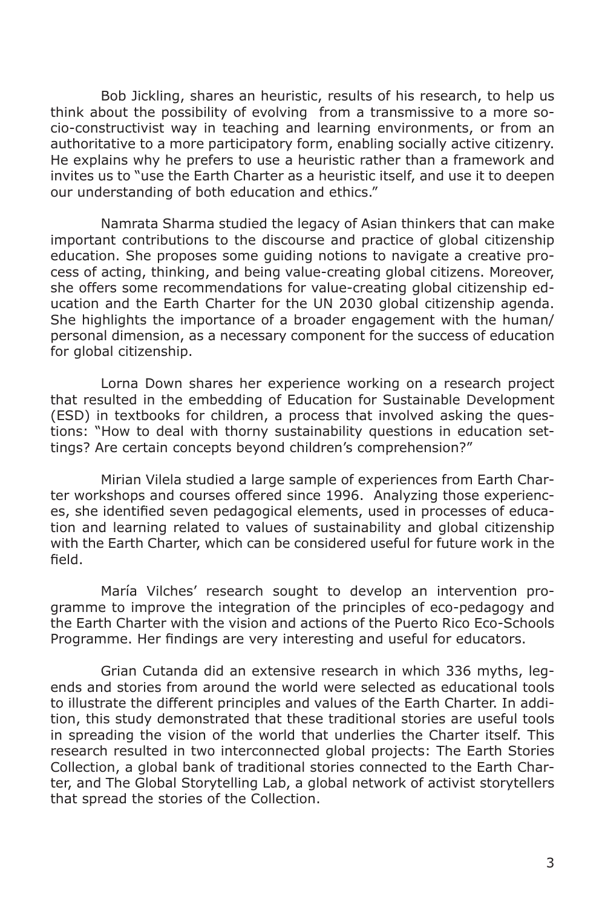Bob Jickling, shares an heuristic, results of his research, to help us think about the possibility of evolving from a transmissive to a more socio-constructivist way in teaching and learning environments, or from an authoritative to a more participatory form, enabling socially active citizenry. He explains why he prefers to use a heuristic rather than a framework and invites us to "use the Earth Charter as a heuristic itself, and use it to deepen our understanding of both education and ethics."

Namrata Sharma studied the legacy of Asian thinkers that can make important contributions to the discourse and practice of global citizenship education. She proposes some guiding notions to navigate a creative process of acting, thinking, and being value-creating global citizens. Moreover, she offers some recommendations for value-creating global citizenship education and the Earth Charter for the UN 2030 global citizenship agenda. She highlights the importance of a broader engagement with the human/ personal dimension, as a necessary component for the success of education for global citizenship.

Lorna Down shares her experience working on a research project that resulted in the embedding of Education for Sustainable Development (ESD) in textbooks for children, a process that involved asking the questions: "How to deal with thorny sustainability questions in education settings? Are certain concepts beyond children's comprehension?"

Mirian Vilela studied a large sample of experiences from Earth Charter workshops and courses offered since 1996. Analyzing those experiences, she identified seven pedagogical elements, used in processes of education and learning related to values of sustainability and global citizenship with the Earth Charter, which can be considered useful for future work in the field.

María Vilches' research sought to develop an intervention programme to improve the integration of the principles of eco-pedagogy and the Earth Charter with the vision and actions of the Puerto Rico Eco-Schools Programme. Her findings are very interesting and useful for educators.

Grian Cutanda did an extensive research in which 336 myths, legends and stories from around the world were selected as educational tools to illustrate the different principles and values of the Earth Charter. In addition, this study demonstrated that these traditional stories are useful tools in spreading the vision of the world that underlies the Charter itself. This research resulted in two interconnected global projects: The Earth Stories Collection, a global bank of traditional stories connected to the Earth Charter, and The Global Storytelling Lab, a global network of activist storytellers that spread the stories of the Collection.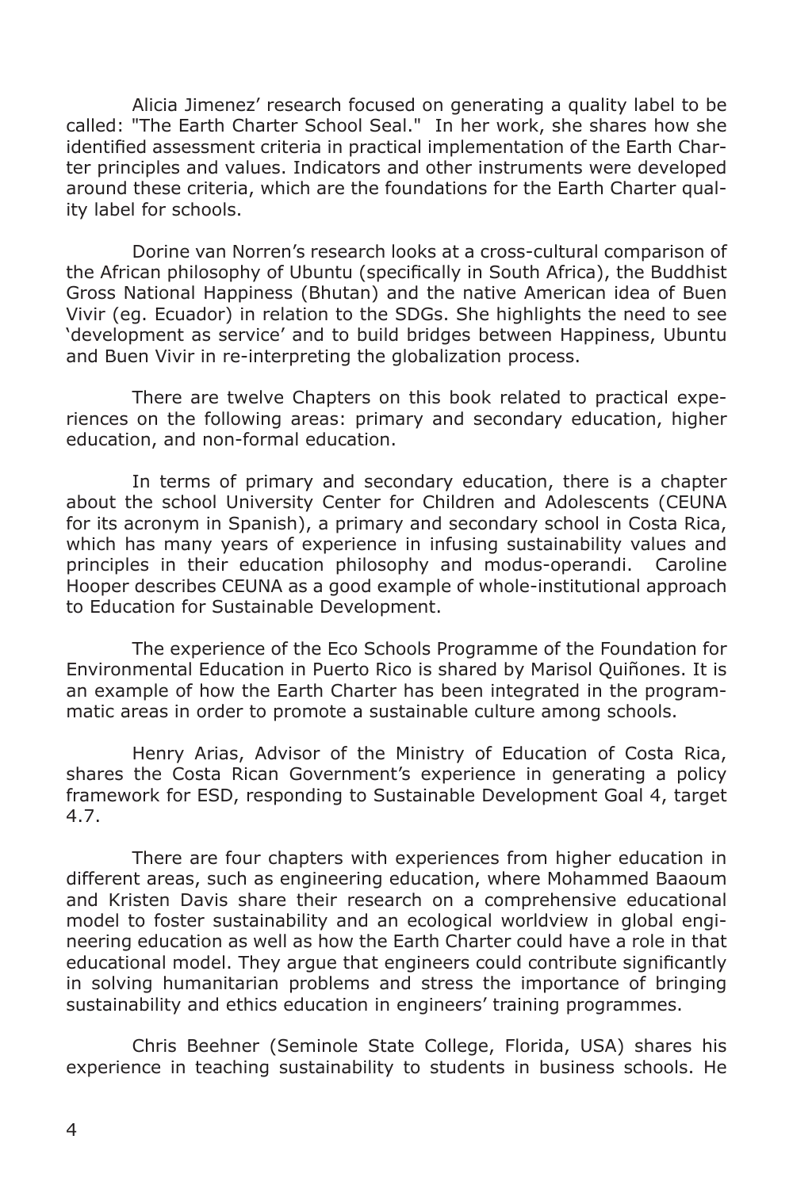Alicia Jimenez' research focused on generating a quality label to be called: "The Earth Charter School Seal." In her work, she shares how she identified assessment criteria in practical implementation of the Earth Charter principles and values. Indicators and other instruments were developed around these criteria, which are the foundations for the Earth Charter quality label for schools.

Dorine van Norren's research looks at a cross-cultural comparison of the African philosophy of Ubuntu (specifically in South Africa), the Buddhist Gross National Happiness (Bhutan) and the native American idea of Buen Vivir (eg. Ecuador) in relation to the SDGs. She highlights the need to see 'development as service' and to build bridges between Happiness, Ubuntu and Buen Vivir in re-interpreting the globalization process.

There are twelve Chapters on this book related to practical experiences on the following areas: primary and secondary education, higher education, and non-formal education.

In terms of primary and secondary education, there is a chapter about the school University Center for Children and Adolescents (CEUNA for its acronym in Spanish), a primary and secondary school in Costa Rica, which has many years of experience in infusing sustainability values and principles in their education philosophy and modus-operandi. Caroline Hooper describes CEUNA as a good example of whole-institutional approach to Education for Sustainable Development.

The experience of the Eco Schools Programme of the Foundation for Environmental Education in Puerto Rico is shared by Marisol Quiñones. It is an example of how the Earth Charter has been integrated in the programmatic areas in order to promote a sustainable culture among schools.

Henry Arias, Advisor of the Ministry of Education of Costa Rica, shares the Costa Rican Government's experience in generating a policy framework for ESD, responding to Sustainable Development Goal 4, target 4.7.

There are four chapters with experiences from higher education in different areas, such as engineering education, where Mohammed Baaoum and Kristen Davis share their research on a comprehensive educational model to foster sustainability and an ecological worldview in global engineering education as well as how the Earth Charter could have a role in that educational model. They argue that engineers could contribute significantly in solving humanitarian problems and stress the importance of bringing sustainability and ethics education in engineers' training programmes.

Chris Beehner (Seminole State College, Florida, USA) shares his experience in teaching sustainability to students in business schools. He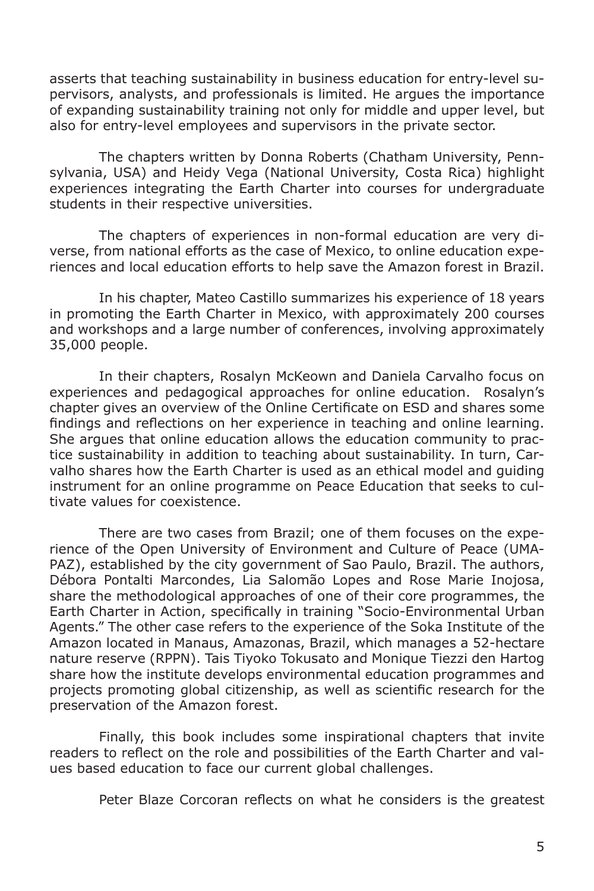asserts that teaching sustainability in business education for entry-level supervisors, analysts, and professionals is limited. He argues the importance of expanding sustainability training not only for middle and upper level, but also for entry-level employees and supervisors in the private sector.

The chapters written by Donna Roberts (Chatham University, Pennsylvania, USA) and Heidy Vega (National University, Costa Rica) highlight experiences integrating the Earth Charter into courses for undergraduate students in their respective universities.

The chapters of experiences in non-formal education are very diverse, from national efforts as the case of Mexico, to online education experiences and local education efforts to help save the Amazon forest in Brazil.

In his chapter, Mateo Castillo summarizes his experience of 18 years in promoting the Earth Charter in Mexico, with approximately 200 courses and workshops and a large number of conferences, involving approximately 35,000 people.

In their chapters, Rosalyn McKeown and Daniela Carvalho focus on experiences and pedagogical approaches for online education. Rosalyn's chapter gives an overview of the Online Certificate on ESD and shares some findings and reflections on her experience in teaching and online learning. She argues that online education allows the education community to practice sustainability in addition to teaching about sustainability. In turn, Carvalho shares how the Earth Charter is used as an ethical model and guiding instrument for an online programme on Peace Education that seeks to cultivate values for coexistence.

There are two cases from Brazil; one of them focuses on the experience of the Open University of Environment and Culture of Peace (UMAPAZ), established by the city government of Sao Paulo, Brazil. The authors, Débora Pontalti Marcondes, Lia Salomão Lopes and Rose Marie Inojosa, share the methodological approaches of one of their core programmes, the Earth Charter in Action, specifically in training "Socio-Environmental Urban Agents." The other case refers to the experience of the Soka Institute of the Amazon located in Manaus, Amazonas, Brazil, which manages a 52-hectare nature reserve (RPPN). Tais Tiyoko Tokusato and Monique Tiezzi den Hartog share how the institute develops environmental education programmes and projects promoting global citizenship, as well as scientific research for the preservation of the Amazon forest.

Finally, this book includes some inspirational chapters that invite readers to reflect on the role and possibilities of the Earth Charter and values based education to face our current global challenges.

Peter Blaze Corcoran reflects on what he considers is the greatest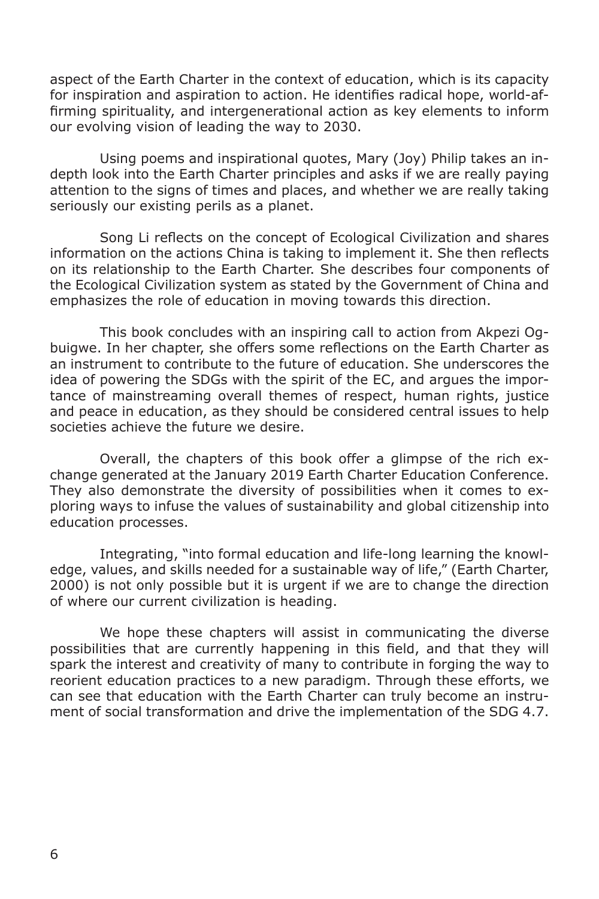aspect of the Earth Charter in the context of education, which is its capacity for inspiration and aspiration to action. He identifies radical hope, world-affirming spirituality, and intergenerational action as key elements to inform our evolving vision of leading the way to 2030.

Using poems and inspirational quotes, Mary (Joy) Philip takes an in-depth look into the Earth Charter principles and asks if we are really paying attention to the signs of times and places, and whether we are really taking seriously our existing perils as a planet.

Song Li reflects on the concept of Ecological Civilization and shares information on the actions China is taking to implement it. She then reflects on its relationship to the Earth Charter. She describes four components of the Ecological Civilization system as stated by the Government of China and emphasizes the role of education in moving towards this direction.

This book concludes with an inspiring call to action from Akpezi Ogbuigwe. In her chapter, she offers some reflections on the Earth Charter as an instrument to contribute to the future of education. She underscores the idea of powering the SDGs with the spirit of the EC, and argues the importance of mainstreaming overall themes of respect, human rights, justice and peace in education, as they should be considered central issues to help societies achieve the future we desire.

Overall, the chapters of this book offer a glimpse of the rich exchange generated at the January 2019 Earth Charter Education Conference. They also demonstrate the diversity of possibilities when it comes to exploring ways to infuse the values of sustainability and global citizenship into education processes.

Integrating, "into formal education and life-long learning the knowledge, values, and skills needed for a sustainable way of life," (Earth Charter, 2000) is not only possible but it is urgent if we are to change the direction of where our current civilization is heading.

We hope these chapters will assist in communicating the diverse possibilities that are currently happening in this field, and that they will spark the interest and creativity of many to contribute in forging the way to reorient education practices to a new paradigm. Through these efforts, we can see that education with the Earth Charter can truly become an instrument of social transformation and drive the implementation of the SDG 4.7.